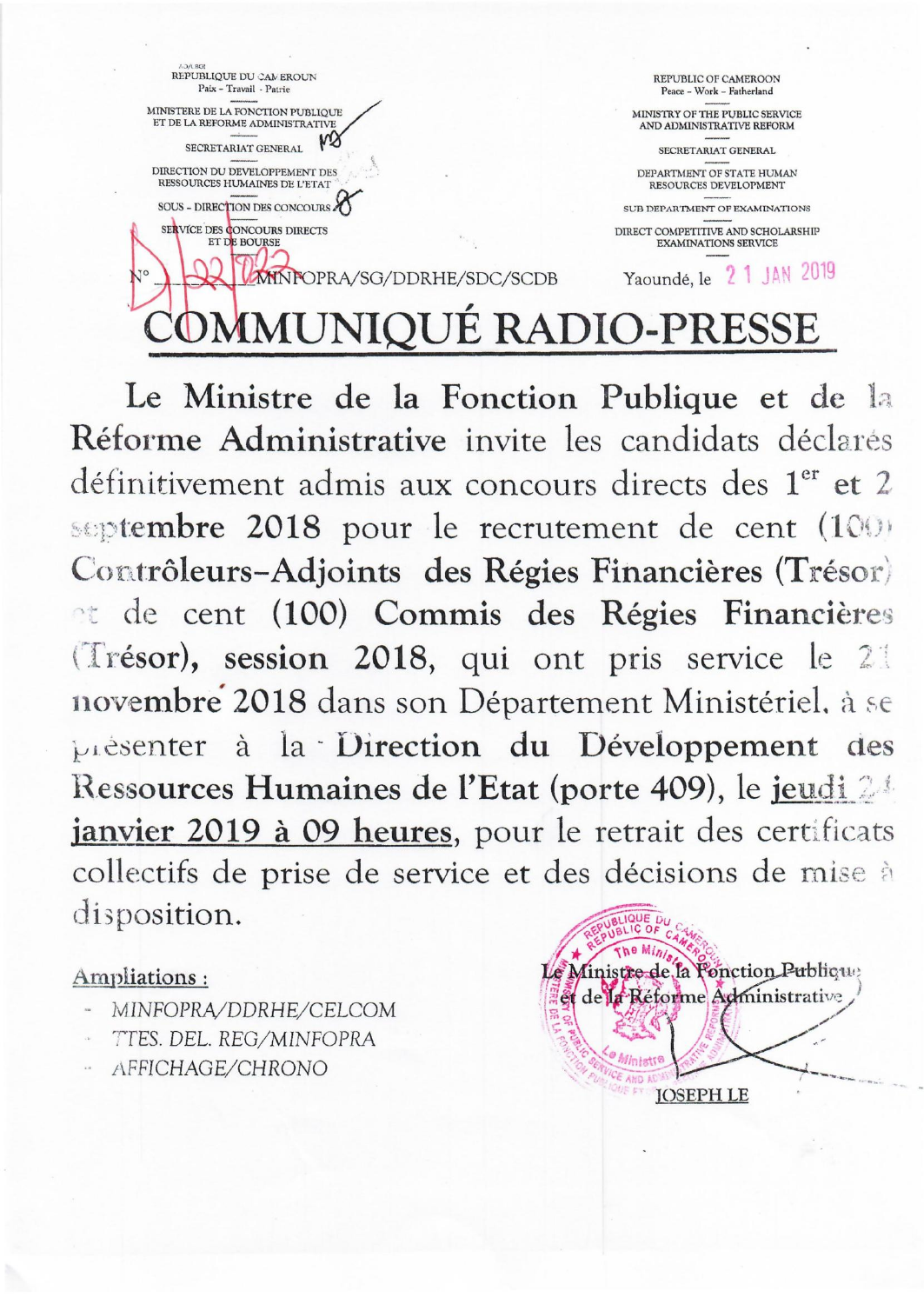RÉPUBLIQUE DU CAMEROUN
Paix - Travail - Patrie

MINISTERE DE LA FONCTION PUBLIQUE ET DE LA REFORME ADMINISTRATIVE

SECRETARIAT GENERAL

DIRECTION DU DEVELOPPEMENT DES RESSOURCES HUMAINES DE L'ETAT

SOUS - DIRECTION DES CONCOURS

SERVICE DES CONCOURS DIRECTS ET DE BOURSE

REPUBLIC OF CAMEROON
Peace - Work - Fatherland

MINISTRY OF THE PUBLIC SERVICE AND ADMINISTRATIVE REFORM

SECRETARIAT GENERAL

DEPARTMENT OF STATE HUMAN RESOURCES DEVELOPMENT

SUB DEPARTMENT OF EXAMINATIONS

DIRECT COMPETITIVE AND SCHOLARSHIP EXAMINATIONS SERVICE

N° 22/2023/MINFOPRA/SG/DDRHE/SDC/SCDB

Yaoundé, le 21 JAN 2019

# COMMUNIQUÉ RADIO-PRESSE

**Le Ministre de la Fonction Publique et de la Réforme Administrative** invite les candidats déclarés définitivement admis aux concours directs des 1er et 2 **septembre 2018** pour le recrutement de cent **(100) Contrôleurs-Adjoints des Régies Financières (Trésor)** et de cent **(100) Commis des Régies Financières (Trésor), session 2018,** qui ont pris service le 21 **novembre 2018** dans son Département Ministériel, à se présenter à la **Direction du Développement des Ressources Humaines de l'Etat (porte 409)**, le **jeudi 24 janvier 2019 à 09 heures**, pour le retrait des certificats collectifs de prise de service et des décisions de mise à disposition.

Ampliations :

- MINFOPRA/DDRHE/CELCOM
- TTES. DEL. REG/MINFOPRA
- AFFICHAGE/CHRONO

Le Ministre de la Fonction Publique et de la Réforme Administrative

JOSEPH LE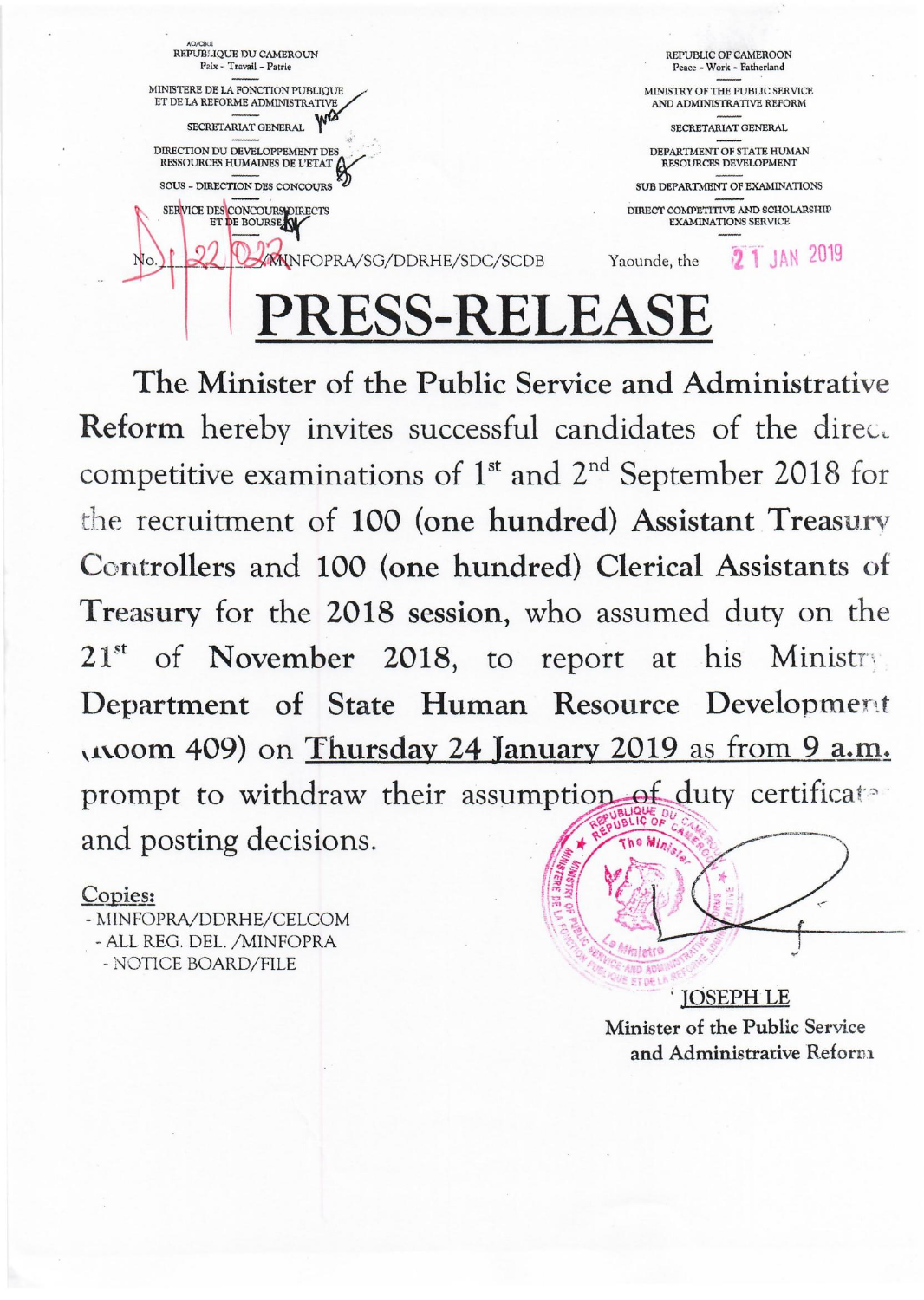REPUBLIQUE DU CAMEROUN
Paix - Travail - Patrie

MINISTERE DE LA FONCTION PUBLIQUE ET DE LA REFORME ADMINISTRATIVE

SECRETARIAT GENERAL

DIRECTION DU DEVELOPPEMENT DES RESSOURCES HUMAINES DE L'ETAT

SOUS - DIRECTION DES CONCOURS

SERVICE DES CONCOURS DIRECTS ET DE BOURSE

REPUBLIC OF CAMEROON
Peace - Work - Fatherland

MINISTRY OF THE PUBLIC SERVICE AND ADMINISTRATIVE REFORM

SECRETARIAT GENERAL

DEPARTMENT OF STATE HUMAN RESOURCES DEVELOPMENT

SUB DEPARTMENT OF EXAMINATIONS

DIRECT COMPETITIVE AND SCHOLARSHIP EXAMINATIONS SERVICE

No. 22 /MINFOPRA/SG/DDRHE/SDC/SCDB

Yaounde, the 21 JAN 2019

# PRESS-RELEASE

**The Minister of the Public Service and Administrative Reform** hereby invites successful candidates of the direct competitive examinations of 1st and 2nd September 2018 for the recruitment of **100 (one hundred) Assistant Treasury Controllers** and **100 (one hundred) Clerical Assistants of Treasury** for the **2018 session**, who assumed duty on the **21st of November 2018**, to report at his Ministry, **Department of State Human Resource Development (Room 409)** on <u>**Thursday 24 January 2019** as from **9 a.m.**</u> prompt to withdraw their assumption of duty certificates and posting decisions.

<u>Copies:</u>
- MINFOPRA/DDRHE/CELCOM
- ALL REG. DEL. /MINFOPRA
- NOTICE BOARD/FILE

<u>JOSEPH LE</u>
Minister of the Public Service and Administrative Reform